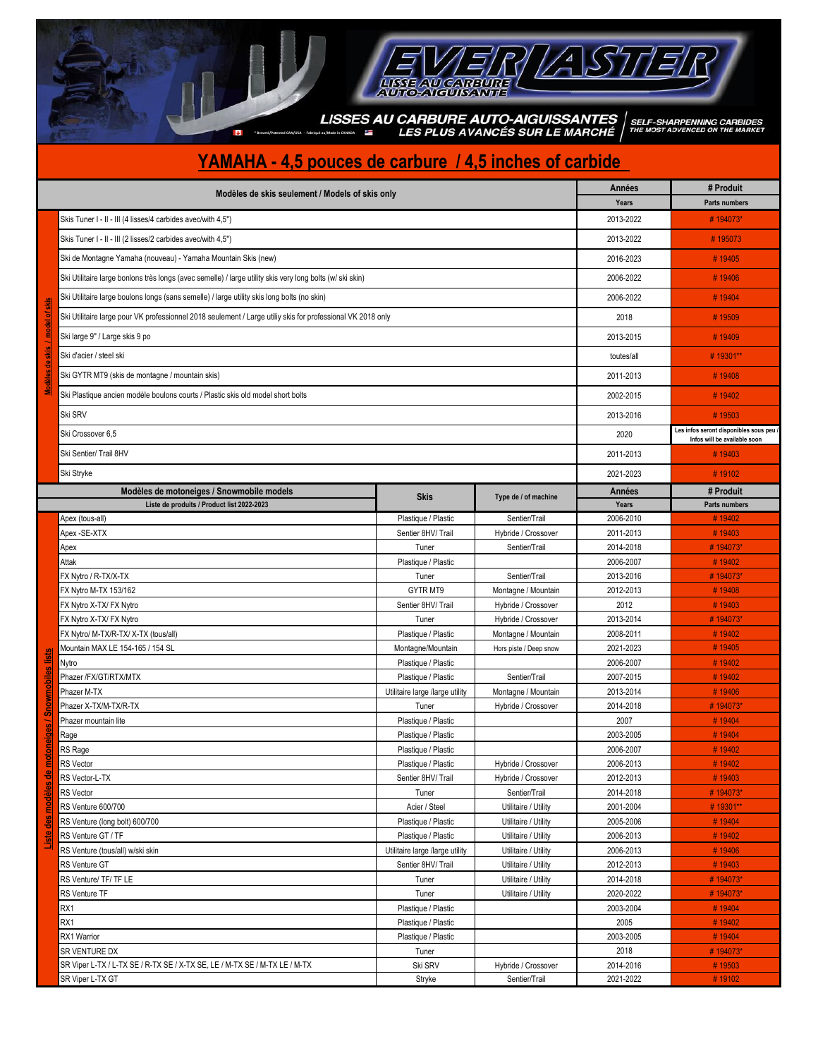# EVERLASTER

LISSE AU CARBURE AUTO-AIGUISANTE

**LISSES AU CARBURE AUTO-AIGUISSANTES** / SELF-SHARPENNING CARBIDES

**LES PLUS AVANCÉS SUR LE MARCHÉ** / THE MOST ADVENCED ON THE MARKET

* Breveté/Patented CAN/USA - Fabriqué au/Made in CANADA

## YAMAHA - 4,5 pouces de carbure / 4,5 inches of carbide

| Modèles de skis / model of skis | Modèles de skis seulement / Models of skis only | Années / Years | # Produit / Parts numbers |
|---|---|---|---|
| | Skis Tuner I - II - III (4 lisses/4 carbides avec/with 4,5") | 2013-2022 | # 194073* |
| | Skis Tuner I - II - III (2 lisses/2 carbides avec/with 4,5") | 2013-2022 | # 195073 |
| | Ski de Montagne Yamaha (nouveau) - Yamaha Mountain Skis (new) | 2016-2023 | # 19405 |
| | Ski Utilitaire large bonlons très longs (avec semelle) / large utility skis very long bolts (w/ ski skin) | 2006-2022 | # 19406 |
| | Ski Utilitaire large boulons longs (sans semelle) / large utility skis long bolts (no skin) | 2006-2022 | # 19404 |
| | Ski Utilitaire large pour VK professionnel 2018 seulement / Large utiliy skis for professional VK 2018 only | 2018 | # 19509 |
| | Ski large 9" / Large skis 9 po | 2013-2015 | # 19409 |
| | Ski d'acier / steel ski | toutes/all | # 19301** |
| | Ski GYTR MT9 (skis de montagne / mountain skis) | 2011-2013 | # 19408 |
| | Ski Plastique ancien modèle boulons courts / Plastic skis old model short bolts | 2002-2015 | # 19402 |
| | Ski SRV | 2013-2016 | # 19503 |
| | Ski Crossover 6,5 | 2020 | Les infos seront disponibles sous peu / Infos will be available soon |
| | Ski Sentier/ Trail 8HV | 2011-2013 | # 19403 |
| | Ski Stryke | 2021-2023 | # 19102 |

| Liste des modèles de motoneiges / Snowmobiles lists | Modèles de motoneiges / Snowmobile models — Liste de produits / Product list 2022-2023 | Skis | Type de / of machine | Années / Years | # Produit / Parts numbers |
|---|---|---|---|---|---|
| | Apex (tous-all) | Plastique / Plastic | Sentier/Trail | 2006-2010 | # 19402 |
| | Apex -SE-XTX | Sentier 8HV/ Trail | Hybride / Crossover | 2011-2013 | # 19403 |
| | Apex | Tuner | Sentier/Trail | 2014-2018 | # 194073* |
| | Attak | Plastique / Plastic | | 2006-2007 | # 19402 |
| | FX Nytro / R-TX/X-TX | Tuner | Sentier/Trail | 2013-2016 | # 194073* |
| | FX Nytro M-TX 153/162 | GYTR MT9 | Montagne / Mountain | 2012-2013 | # 19408 |
| | FX Nytro X-TX/ FX Nytro | Sentier 8HV/ Trail | Hybride / Crossover | 2012 | # 19403 |
| | FX Nytro X-TX/ FX Nytro | Tuner | Hybride / Crossover | 2013-2014 | # 194073* |
| | FX Nytro/ M-TX/R-TX/ X-TX (tous/all) | Plastique / Plastic | Montagne / Mountain | 2008-2011 | # 19402 |
| | Mountain MAX LE 154-165 / 154 SL | Montagne/Mountain | Hors piste / Deep snow | 2021-2023 | # 19405 |
| | Nytro | Plastique / Plastic | | 2006-2007 | # 19402 |
| | Phazer /FX/GT/RTX/MTX | Plastique / Plastic | Sentier/Trail | 2007-2015 | # 19402 |
| | Phazer M-TX | Utilitaire large /large utility | Montagne / Mountain | 2013-2014 | # 19406 |
| | Phazer X-TX/M-TX/R-TX | Tuner | Hybride / Crossover | 2014-2018 | # 194073* |
| | Phazer mountain lite | Plastique / Plastic | | 2007 | # 19404 |
| | Rage | Plastique / Plastic | | 2003-2005 | # 19404 |
| | RS Rage | Plastique / Plastic | | 2006-2007 | # 19402 |
| | RS Vector | Plastique / Plastic | Hybride / Crossover | 2006-2013 | # 19402 |
| | RS Vector-L-TX | Sentier 8HV/ Trail | Hybride / Crossover | 2012-2013 | # 19403 |
| | RS Vector | Tuner | Sentier/Trail | 2014-2018 | # 194073* |
| | RS Venture 600/700 | Acier / Steel | Utilitaire / Utility | 2001-2004 | # 19301** |
| | RS Venture (long bolt) 600/700 | Plastique / Plastic | Utilitaire / Utility | 2005-2006 | # 19404 |
| | RS Venture GT / TF | Plastique / Plastic | Utilitaire / Utility | 2006-2013 | # 19402 |
| | RS Venture (tous/all) w/ski skin | Utilitaire large /large utility | Utilitaire / Utility | 2006-2013 | # 19406 |
| | RS Venture GT | Sentier 8HV/ Trail | Utilitaire / Utility | 2012-2013 | # 19403 |
| | RS Venture/ TF/ TF LE | Tuner | Utilitaire / Utility | 2014-2018 | # 194073* |
| | RS Venture TF | Tuner | Utilitaire / Utility | 2020-2022 | # 194073* |
| | RX1 | Plastique / Plastic | | 2003-2004 | # 19404 |
| | RX1 | Plastique / Plastic | | 2005 | # 19402 |
| | RX1 Warrior | Plastique / Plastic | | 2003-2005 | # 19404 |
| | SR VENTURE DX | Tuner | | 2018 | # 194073* |
| | SR Viper L-TX / L-TX SE / R-TX SE / X-TX SE, LE / M-TX SE / M-TX LE / M-TX | Ski SRV | Hybride / Crossover | 2014-2016 | # 19503 |
| | SR Viper L-TX GT | Stryke | Sentier/Trail | 2021-2022 | # 19102 |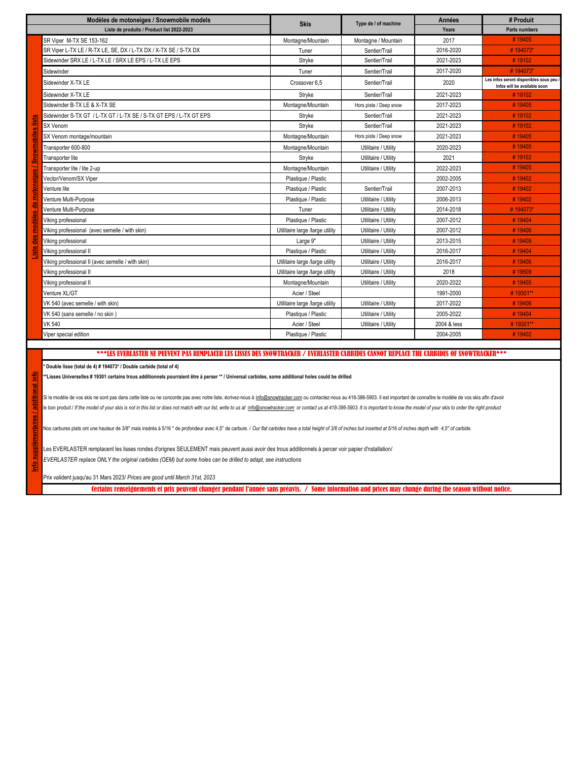| Modèles de motoneiges / Snowmobile models | Skis | Type de / of machine | Années | # Produit |
|---|---|---|---|---|
| Liste de produits / Product list 2022-2023 | | | Years | Parts numbers |
| SR Viper M-TX SE 153-162 | Montagne/Mountain | Montagne / Mountain | 2017 | # 19405 |
| SR Viper L-TX LE / R-TX LE, SE, DX / L-TX DX / X-TX SE / S-TX DX | Tuner | Sentier/Trail | 2016-2020 | # 194073* |
| Sidewinder SRX LE / L-TX LE / SRX LE EPS / L-TX LE EPS | Stryke | Sentier/Trail | 2021-2023 | # 19102 |
| Sidewinder | Tuner | Sentier/Trail | 2017-2020 | # 194073* |
| Sidewinder X-TX LE | Crossover 6,5 | Sentier/Trail | 2020 | Les infos seront disponibles sous peu / Infos will be available soon |
| Sidewinder X-TX LE | Stryke | Sentier/Trail | 2021-2023 | # 19102 |
| Sidewinder B-TX LE & X-TX SE | Montagne/Mountain | Hors piste / Deep snow | 2017-2023 | # 19405 |
| Sidewinder S-TX GT / L-TX GT / L-TX SE / S-TX GT EPS / L-TX GT EPS | Stryke | Sentier/Trail | 2021-2023 | # 19102 |
| SX Venom | Stryke | Sentier/Trail | 2021-2023 | # 19102 |
| SX Venom montage/mountain | Montagne/Mountain | Hors piste / Deep snow | 2021-2023 | # 19405 |
| Transporter 600-800 | Montagne/Mountain | Utilitaire / Utility | 2020-2023 | # 19405 |
| Transporter lite | Stryke | Utilitaire / Utility | 2021 | # 19102 |
| Transporter lite / lite 2-up | Montagne/Mountain | Utilitaire / Utility | 2022-2023 | # 19405 |
| Vector/Venom/SX Viper | Plastique / Plastic | | 2002-2005 | # 19402 |
| Venture lite | Plastique / Plastic | Sentier/Trail | 2007-2013 | # 19402 |
| Venture Multi-Purpose | Plastique / Plastic | Utilitaire / Utility | 2006-2013 | # 19402 |
| Venture Multi-Purpose | Tuner | Utilitaire / Utility | 2014-2018 | # 194073* |
| Viking professional | Plastique / Plastic | Utilitaire / Utility | 2007-2012 | # 19404 |
| Viking professional (avec semelle / with skin) | Utilitaire large /large utility | Utilitaire / Utility | 2007-2012 | # 19406 |
| Viking professional | Large 9" | Utilitaire / Utility | 2013-2015 | # 19409 |
| Viking professional II | Plastique / Plastic | Utilitaire / Utility | 2016-2017 | # 19404 |
| Viking professional II (avec semelle / with skin) | Utilitaire large /large utility | Utilitaire / Utility | 2016-2017 | # 19406 |
| Viking professional II | Utilitaire large /large utility | Utilitaire / Utility | 2018 | # 19509 |
| Viking professional II | Montagne/Mountain | Utilitaire / Utility | 2020-2022 | # 19405 |
| Venture XL/GT | Acier / Steel | | 1991-2000 | # 19301** |
| VK 540 (avec semelle / with skin) | Utilitaire large /large utility | Utilitaire / Utility | 2017-2022 | # 19406 |
| VK 540 (sans semelle / no skin ) | Plastique / Plastic | Utilitaire / Utility | 2005-2022 | # 19404 |
| VK 540 | Acier / Steel | Utilitaire / Utility | 2004 & less | # 19301** |
| Viper special edition | Plastique / Plastic | | 2004-2005 | # 19402 |

Liste des modèles de motoneiges / Snowmobiles lists

## Info supplémentaires / additional info

**\*\*\*LES EVERLASTER NE PEUVENT PAS REMPLACER LES LISSES DES SNOWTRACKER / EVERLASTER CARBIDES CANNOT REPLACE THE CARBIDES OF SNOWTRACKER\*\*\***

**\* Double lisse (total de 4) # 194073\* / Double carbide (total of 4)**

**\*\*Lisses Universelles # 19301 certains trous additionnels pourraient être à perser \*\* / Universal carbides, some additional holes could be drilled**

Si le modèle de vos skis ne sont pas dans cette liste ou ne concorde pas avec notre liste, écrivez-nous à info@snowtracker.com ou contactez-nous au 418-386-5903. Il est important de connaître le modèle de vos skis afin d'avoir le bon produit / *If the model of your skis is not in this list or does not match with our list, write to us at info@snowtracker.com or contact us at 418-386-5903. It is important to know the model of your skis to order the right product*

Nos carbures plats ont une hauteur de 3/8" mais insérés à 5/16 " de profondeur avec 4,5" de carbure. / *Our flat carbides have a total height of 3/8 of inches but inserted at 5/16 of inches depth with 4,5" of carbide.*

Les EVERLASTER remplacent les lisses rondes d'origines SEULEMENT mais peuvent aussi avoir des trous additionnels à percer voir papier d'nstallation/ *EVERLASTER replace ONLY the original carbides (OEM) but some holes can be drilled to adapt, see instructions*

Prix valident jusqu'au 31 Mars 2023/ *Prices are good until March 31st, 2023*

**Certains renseignements et prix peuvent changer pendant l'année sans préavis. / Some information and prices may change during the season without notice.**